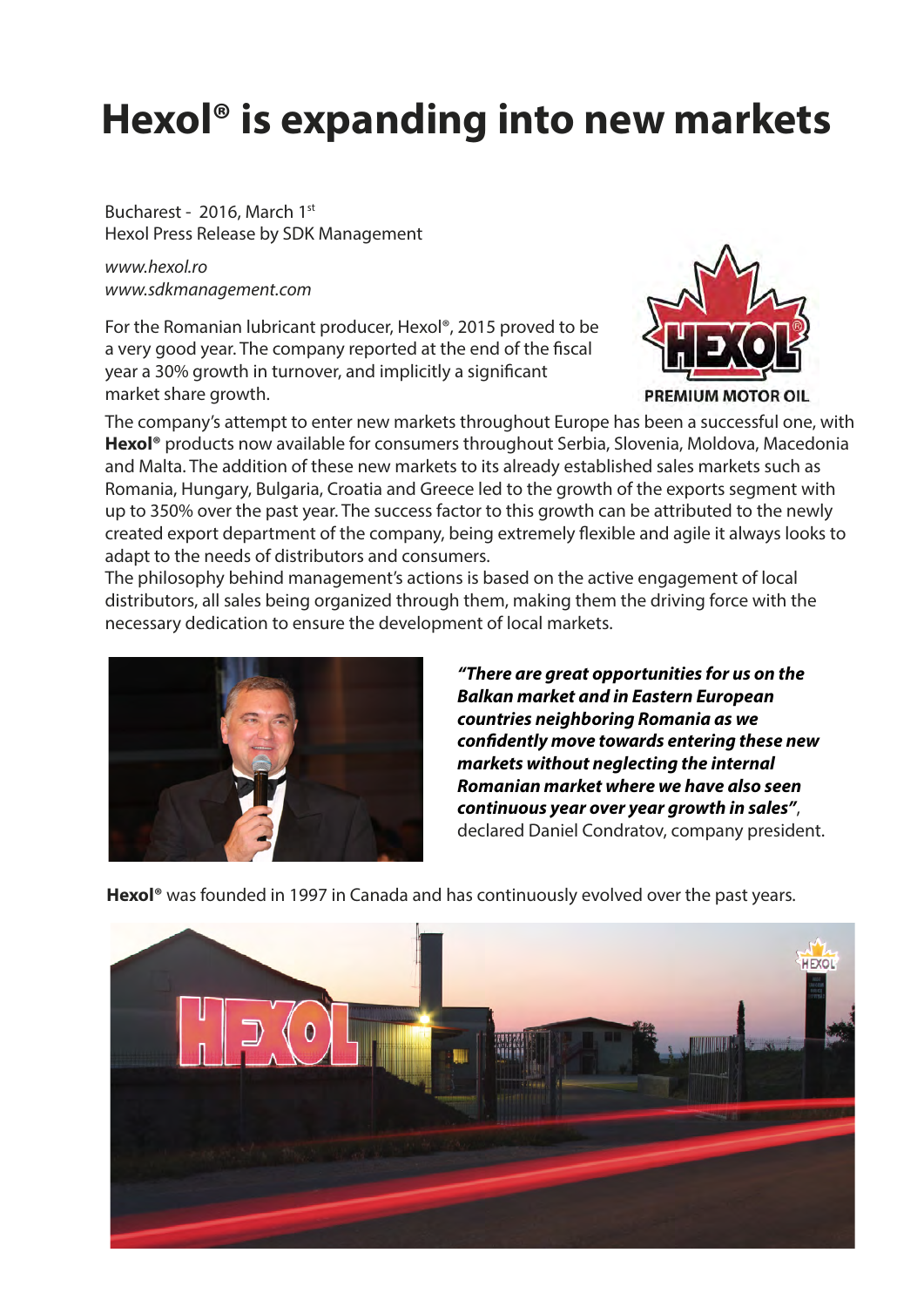# Hexol® is expanding into new markets

Bucharest - 2016, March 1st
Hexol Press Release by SDK Management

*www.hexol.ro*
*www.sdkmanagement.com*

For the Romanian lubricant producer, Hexol®, 2015 proved to be a very good year. The company reported at the end of the fiscal year a 30% growth in turnover, and implicitly a significant market share growth.

The company's attempt to enter new markets throughout Europe has been a successful one, with **Hexol®** products now available for consumers throughout Serbia, Slovenia, Moldova, Macedonia and Malta. The addition of these new markets to its already established sales markets such as Romania, Hungary, Bulgaria, Croatia and Greece led to the growth of the exports segment with up to 350% over the past year. The success factor to this growth can be attributed to the newly created export department of the company, being extremely flexible and agile it always looks to adapt to the needs of distributors and consumers.

The philosophy behind management's actions is based on the active engagement of local distributors, all sales being organized through them, making them the driving force with the necessary dedication to ensure the development of local markets.

***"There are great opportunities for us on the Balkan market and in Eastern European countries neighboring Romania as we confidently move towards entering these new markets without neglecting the internal Romanian market where we have also seen continuous year over year growth in sales"***, declared Daniel Condratov, company president.

**Hexol®** was founded in 1997 in Canada and has continuously evolved over the past years.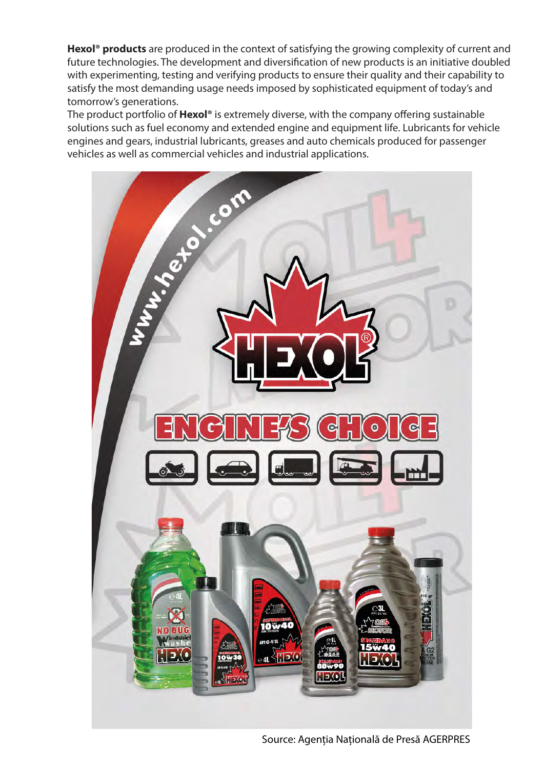**Hexol® products** are produced in the context of satisfying the growing complexity of current and future technologies. The development and diversification of new products is an initiative doubled with experimenting, testing and verifying products to ensure their quality and their capability to satisfy the most demanding usage needs imposed by sophisticated equipment of today's and tomorrow's generations.

The product portfolio of **Hexol®** is extremely diverse, with the company offering sustainable solutions such as fuel economy and extended engine and equipment life. Lubricants for vehicle engines and gears, industrial lubricants, greases and auto chemicals produced for passenger vehicles as well as commercial vehicles and industrial applications.

Source: Agenția Națională de Presă AGERPRES